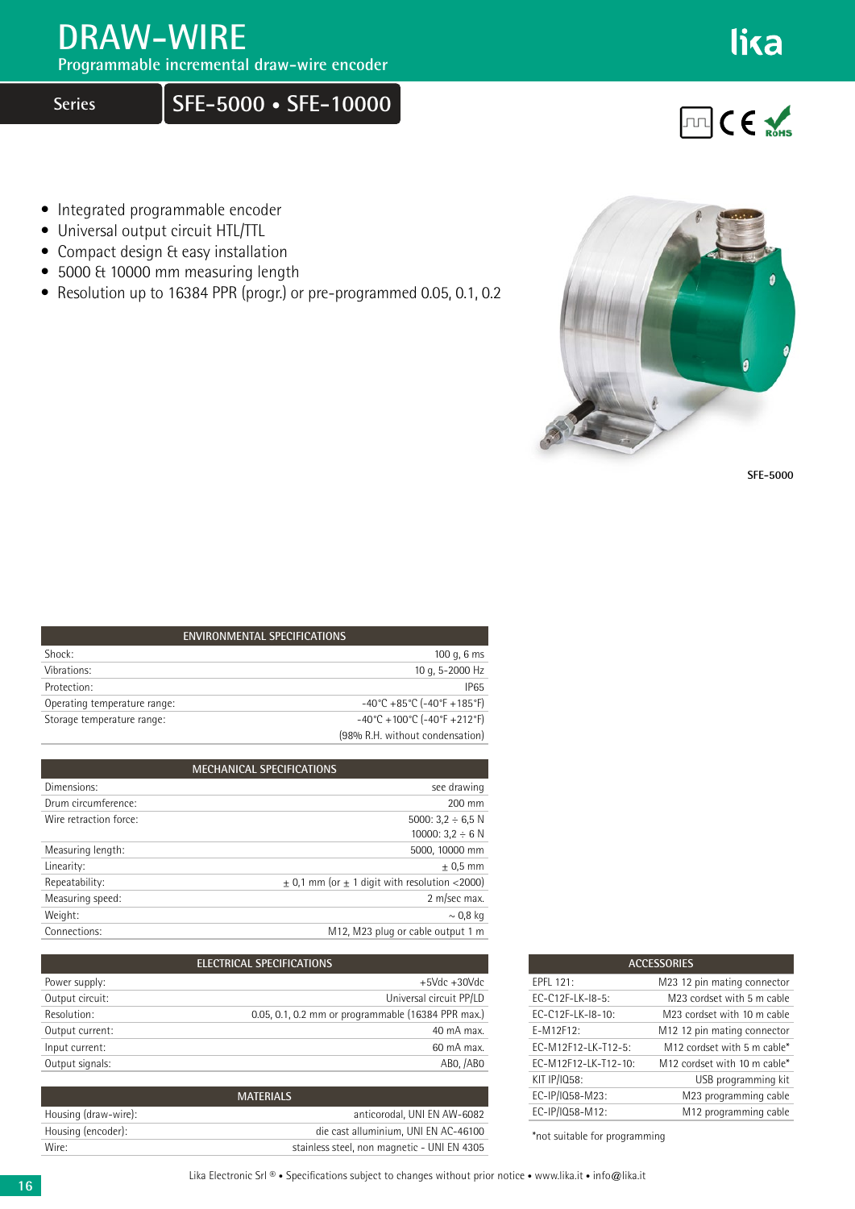# DRAW-WIRE

Programmable incremental draw-wire encoder

Series

## SFE-5000 • SFE-10000

- Integrated programmable encoder
- Universal output circuit HTL/TTL
- Compact design & easy installation
- 5000 & 10000 mm measuring length
- Resolution up to 16384 PPR (progr.) or pre-programmed 0.05, 0.1, 0.2

SFE-5000

| ENVIRONMENTAL SPECIFICATIONS | |
|---|---|
| Shock: | 100 g, 6 ms |
| Vibrations: | 10 g, 5-2000 Hz |
| Protection: | IP65 |
| Operating temperature range: | -40°C +85°C (-40°F +185°F) |
| Storage temperature range: | -40°C +100°C (-40°F +212°F) |
| | (98% R.H. without condensation) |

| MECHANICAL SPECIFICATIONS | |
|---|---|
| Dimensions: | see drawing |
| Drum circumference: | 200 mm |
| Wire retraction force: | 5000: 3,2 ÷ 6,5 N<br>10000: 3,2 ÷ 6 N |
| Measuring length: | 5000, 10000 mm |
| Linearity: | ± 0,5 mm |
| Repeatability: | ± 0,1 mm (or ± 1 digit with resolution <2000) |
| Measuring speed: | 2 m/sec max. |
| Weight: | ~ 0,8 kg |
| Connections: | M12, M23 plug or cable output 1 m |

| ELECTRICAL SPECIFICATIONS | |
|---|---|
| Power supply: | +5Vdc +30Vdc |
| Output circuit: | Universal circuit PP/LD |
| Resolution: | 0.05, 0.1, 0.2 mm or programmable (16384 PPR max.) |
| Output current: | 40 mA max. |
| Input current: | 60 mA max. |
| Output signals: | AB0, /AB0 |

| MATERIALS | |
|---|---|
| Housing (draw-wire): | anticorodal, UNI EN AW-6082 |
| Housing (encoder): | die cast alluminium, UNI EN AC-46100 |
| Wire: | stainless steel, non magnetic - UNI EN 4305 |

| ACCESSORIES | |
|---|---|
| EPFL 121: | M23 12 pin mating connector |
| EC-C12F-LK-I8-5: | M23 cordset with 5 m cable |
| EC-C12F-LK-I8-10: | M23 cordset with 10 m cable |
| E-M12F12: | M12 12 pin mating connector |
| EC-M12F12-LK-T12-5: | M12 cordset with 5 m cable* |
| EC-M12F12-LK-T12-10: | M12 cordset with 10 m cable* |
| KIT IP/IQ58: | USB programming kit |
| EC-IP/IQ58-M23: | M23 programming cable |
| EC-IP/IQ58-M12: | M12 programming cable |

*not suitable for programming

Lika Electronic Srl ® • Specifications subject to changes without prior notice • www.lika.it • info@lika.it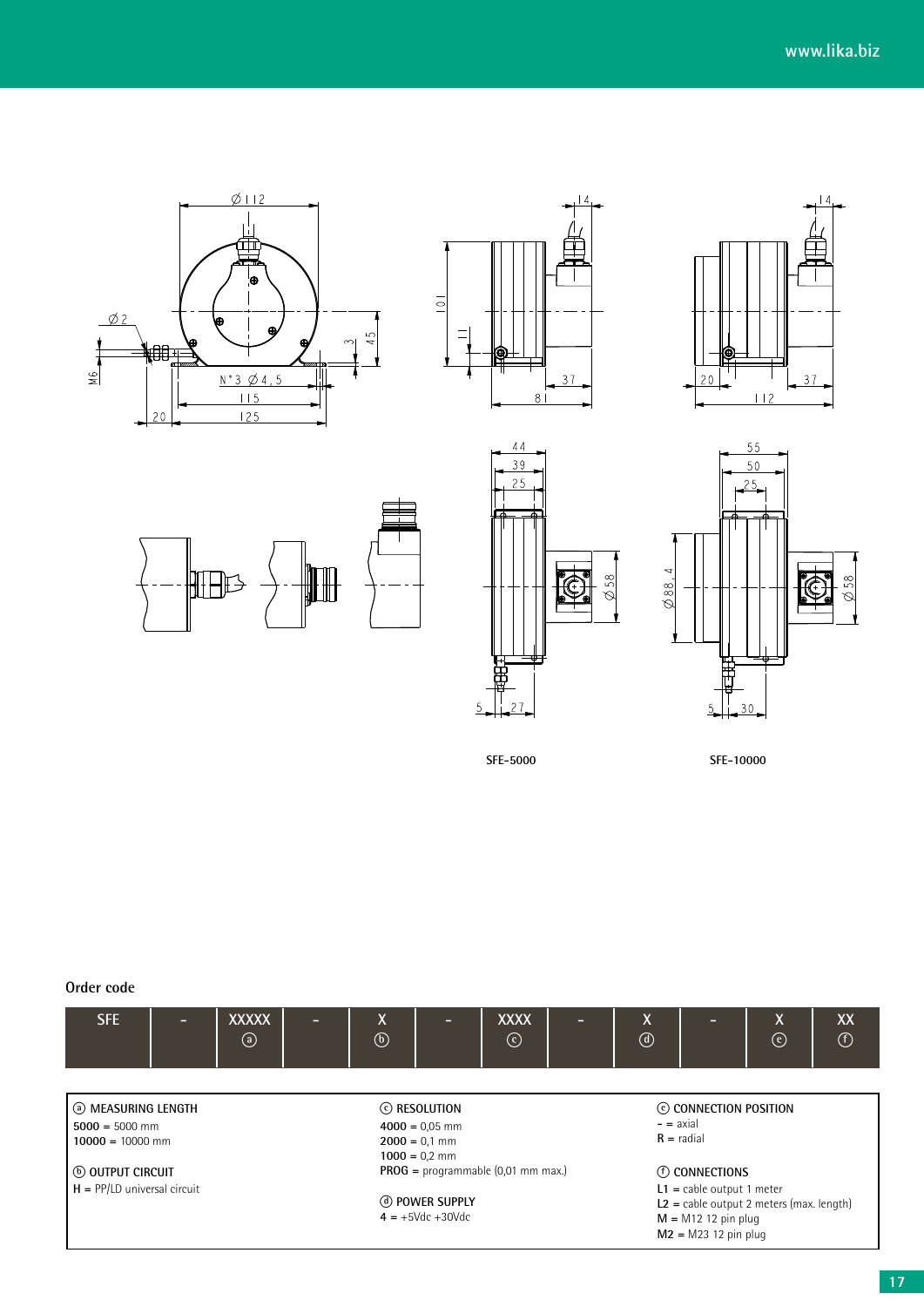SFE-5000

SFE-10000

## Order code

| SFE | - | XXXXX (a) | - | X (b) | - | XXXX (c) | - | X (d) | - | X (e) | XX (f) |
|---|---|---|---|---|---|---|---|---|---|---|---|

**(a) MEASURING LENGTH**
**5000** = 5000 mm
**10000** = 10000 mm

**(b) OUTPUT CIRCUIT**
**H** = PP/LD universal circuit

**(c) RESOLUTION**
**4000** = 0,05 mm
**2000** = 0,1 mm
**1000** = 0,2 mm
**PROG** = programmable (0,01 mm max.)

**(d) POWER SUPPLY**
**4** = +5Vdc +30Vdc

**(e) CONNECTION POSITION**
**-** = axial
**R** = radial

**(f) CONNECTIONS**
**L1** = cable output 1 meter
**L2** = cable output 2 meters (max. length)
**M** = M12 12 pin plug
**M2** = M23 12 pin plug